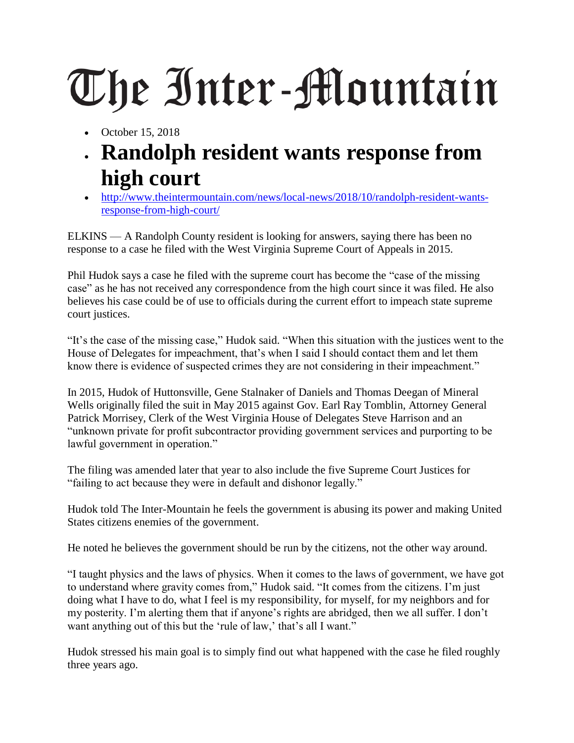# The Inter-Mountain

- October 15, 2018
- **Randolph resident wants response from high court**
- http://www.theintermountain.com/news/local-news/2018/10/randolph-resident-wants-response-from-high-court/

ELKINS — A Randolph County resident is looking for answers, saying there has been no response to a case he filed with the West Virginia Supreme Court of Appeals in 2015.

Phil Hudok says a case he filed with the supreme court has become the "case of the missing case" as he has not received any correspondence from the high court since it was filed. He also believes his case could be of use to officials during the current effort to impeach state supreme court justices.

"It's the case of the missing case," Hudok said. "When this situation with the justices went to the House of Delegates for impeachment, that's when I said I should contact them and let them know there is evidence of suspected crimes they are not considering in their impeachment."

In 2015, Hudok of Huttonsville, Gene Stalnaker of Daniels and Thomas Deegan of Mineral Wells originally filed the suit in May 2015 against Gov. Earl Ray Tomblin, Attorney General Patrick Morrisey, Clerk of the West Virginia House of Delegates Steve Harrison and an "unknown private for profit subcontractor providing government services and purporting to be lawful government in operation."

The filing was amended later that year to also include the five Supreme Court Justices for "failing to act because they were in default and dishonor legally."

Hudok told The Inter-Mountain he feels the government is abusing its power and making United States citizens enemies of the government.

He noted he believes the government should be run by the citizens, not the other way around.

"I taught physics and the laws of physics. When it comes to the laws of government, we have got to understand where gravity comes from," Hudok said. "It comes from the citizens. I'm just doing what I have to do, what I feel is my responsibility, for myself, for my neighbors and for my posterity. I'm alerting them that if anyone's rights are abridged, then we all suffer. I don't want anything out of this but the 'rule of law,' that's all I want."

Hudok stressed his main goal is to simply find out what happened with the case he filed roughly three years ago.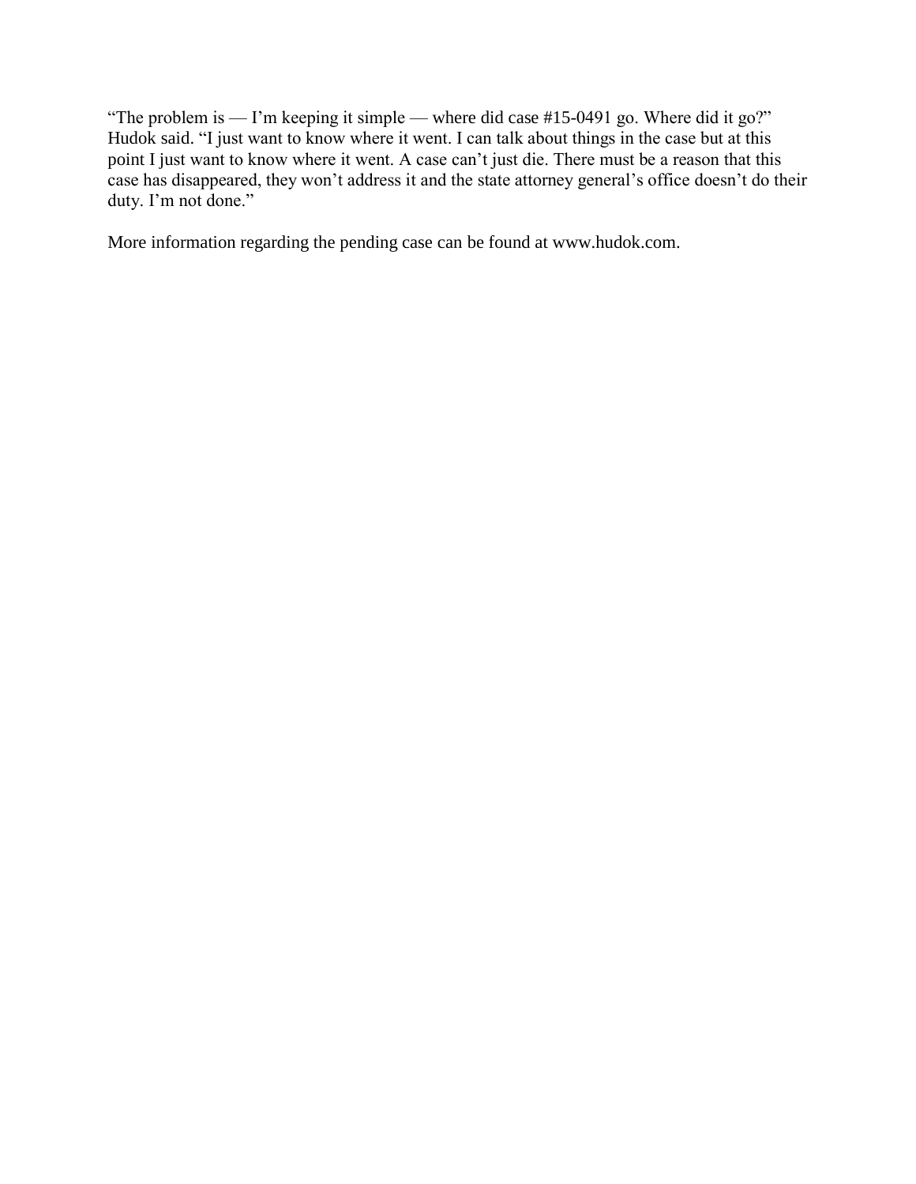"The problem is — I'm keeping it simple — where did case #15-0491 go. Where did it go?" Hudok said. "I just want to know where it went. I can talk about things in the case but at this point I just want to know where it went. A case can't just die. There must be a reason that this case has disappeared, they won't address it and the state attorney general's office doesn't do their duty. I'm not done."

More information regarding the pending case can be found at www.hudok.com.